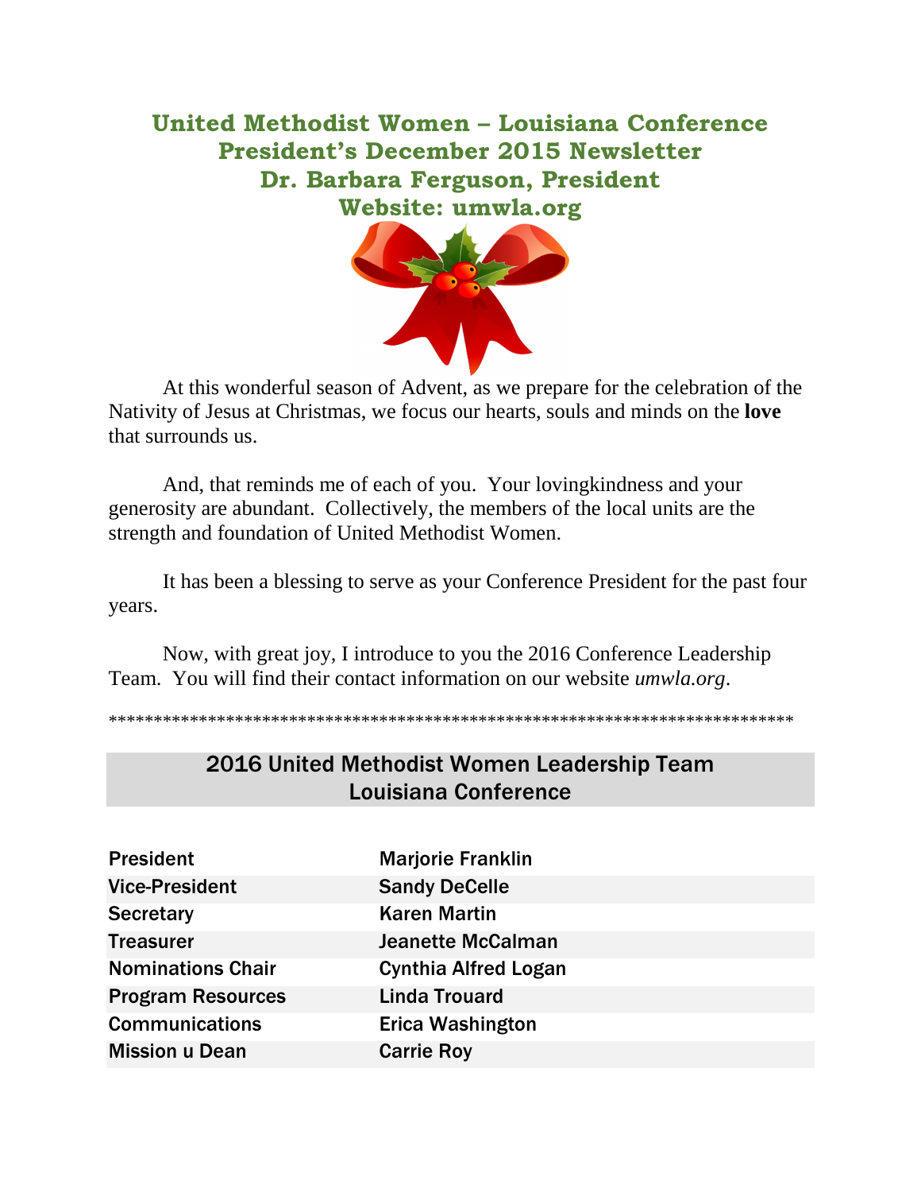# United Methodist Women – Louisiana Conference
# President's December 2015 Newsletter
# Dr. Barbara Ferguson, President
# Website: umwla.org

At this wonderful season of Advent, as we prepare for the celebration of the Nativity of Jesus at Christmas, we focus our hearts, souls and minds on the **love** that surrounds us.

And, that reminds me of each of you. Your lovingkindness and your generosity are abundant. Collectively, the members of the local units are the strength and foundation of United Methodist Women.

It has been a blessing to serve as your Conference President for the past four years.

Now, with great joy, I introduce to you the 2016 Conference Leadership Team. You will find their contact information on our website *umwla.org*.

******************************************************************************

## 2016 United Methodist Women Leadership Team Louisiana Conference

| | |
|---|---|
| **President** | **Marjorie Franklin** |
| **Vice-President** | **Sandy DeCelle** |
| **Secretary** | **Karen Martin** |
| **Treasurer** | **Jeanette McCalman** |
| **Nominations Chair** | **Cynthia Alfred Logan** |
| **Program Resources** | **Linda Trouard** |
| **Communications** | **Erica Washington** |
| **Mission u Dean** | **Carrie Roy** |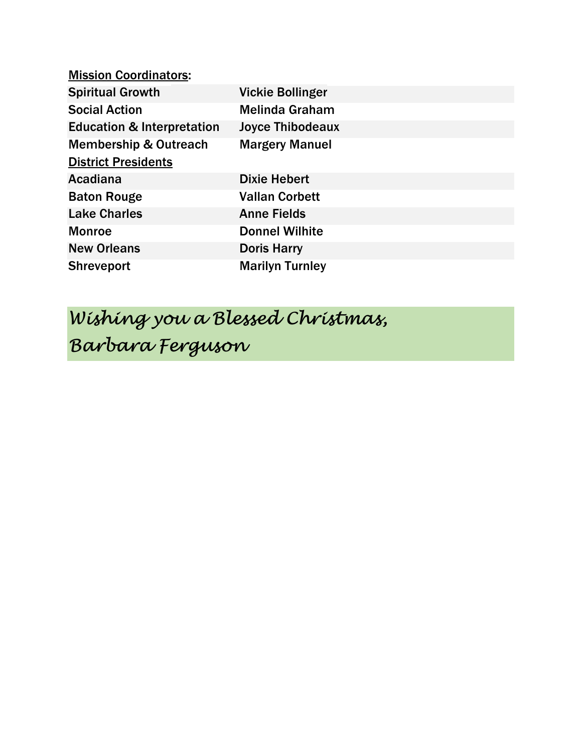| | |
|---|---|
| <u>Mission Coordinators</u>: | |
| Spiritual Growth | Vickie Bollinger |
| Social Action | Melinda Graham |
| Education & Interpretation | Joyce Thibodeaux |
| Membership & Outreach | Margery Manuel |
| <u>District Presidents</u> | |
| Acadiana | Dixie Hebert |
| Baton Rouge | Vallan Corbett |
| Lake Charles | Anne Fields |
| Monroe | Donnel Wilhite |
| New Orleans | Doris Harry |
| Shreveport | Marilyn Turnley |

*Wishing you a Blessed Christmas,*
*Barbara Ferguson*